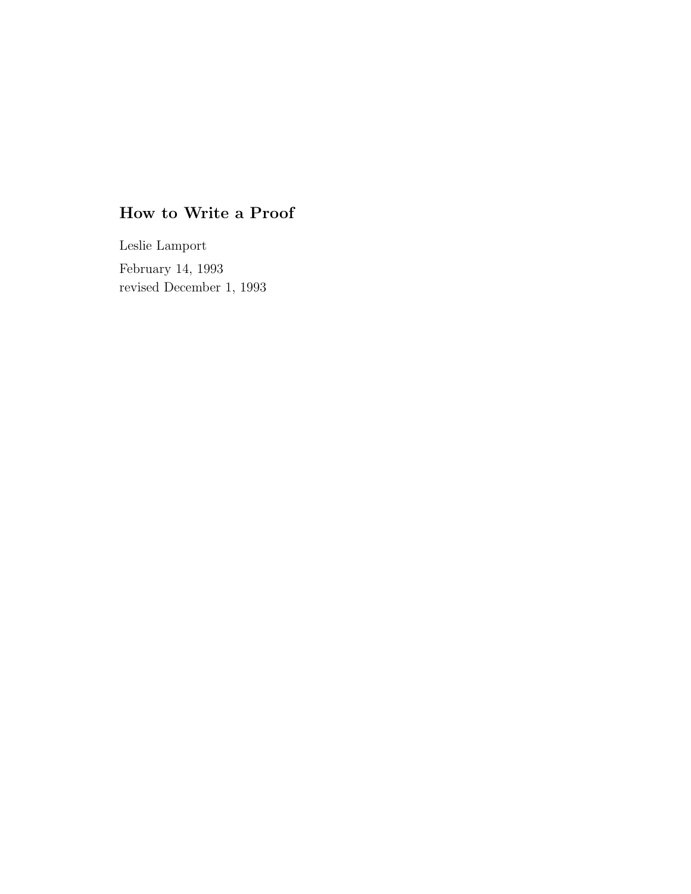# How to Write a Proof

Leslie Lamport

February 14, 1993
revised December 1, 1993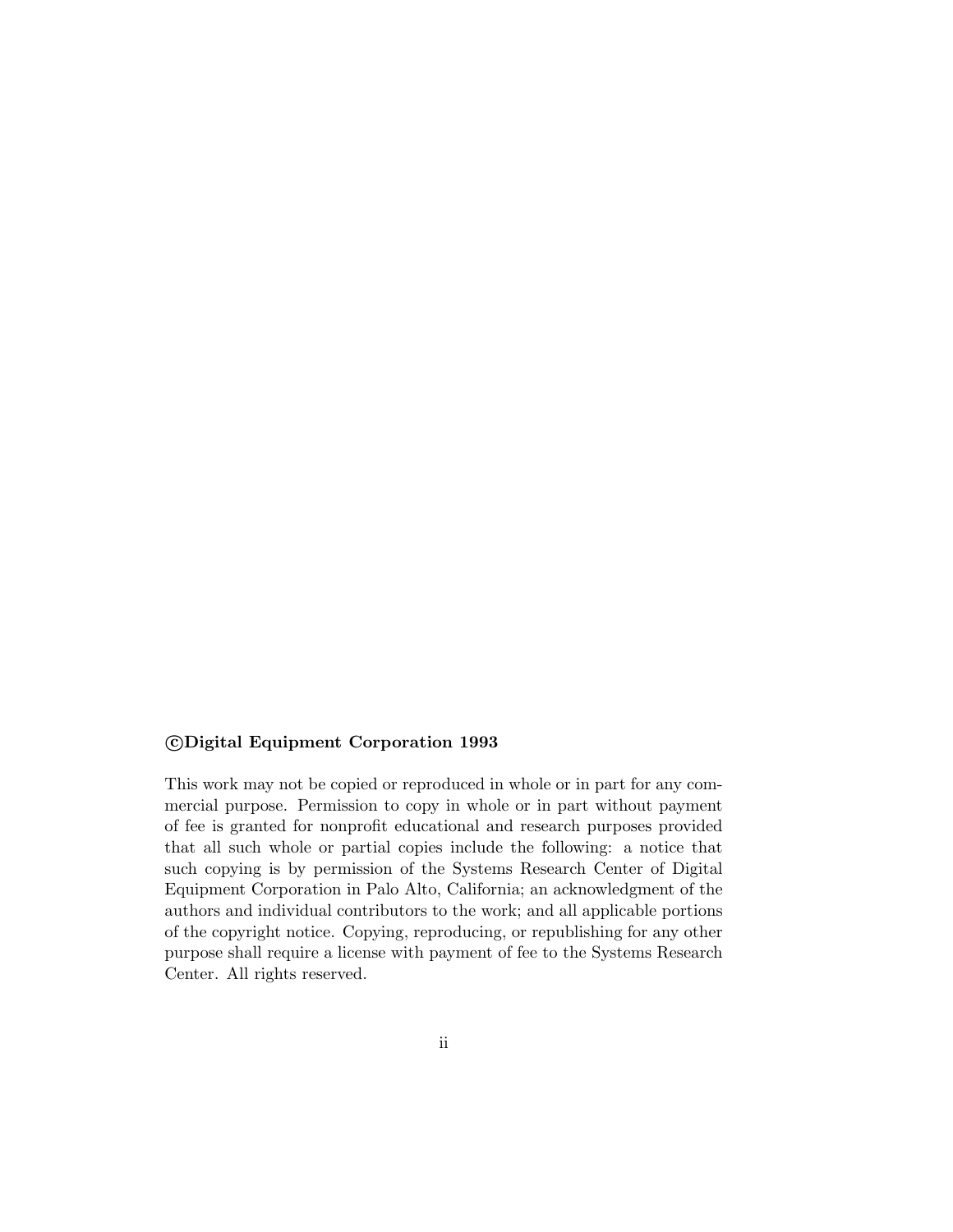**©Digital Equipment Corporation 1993**

This work may not be copied or reproduced in whole or in part for any commercial purpose. Permission to copy in whole or in part without payment of fee is granted for nonprofit educational and research purposes provided that all such whole or partial copies include the following: a notice that such copying is by permission of the Systems Research Center of Digital Equipment Corporation in Palo Alto, California; an acknowledgment of the authors and individual contributors to the work; and all applicable portions of the copyright notice. Copying, reproducing, or republishing for any other purpose shall require a license with payment of fee to the Systems Research Center. All rights reserved.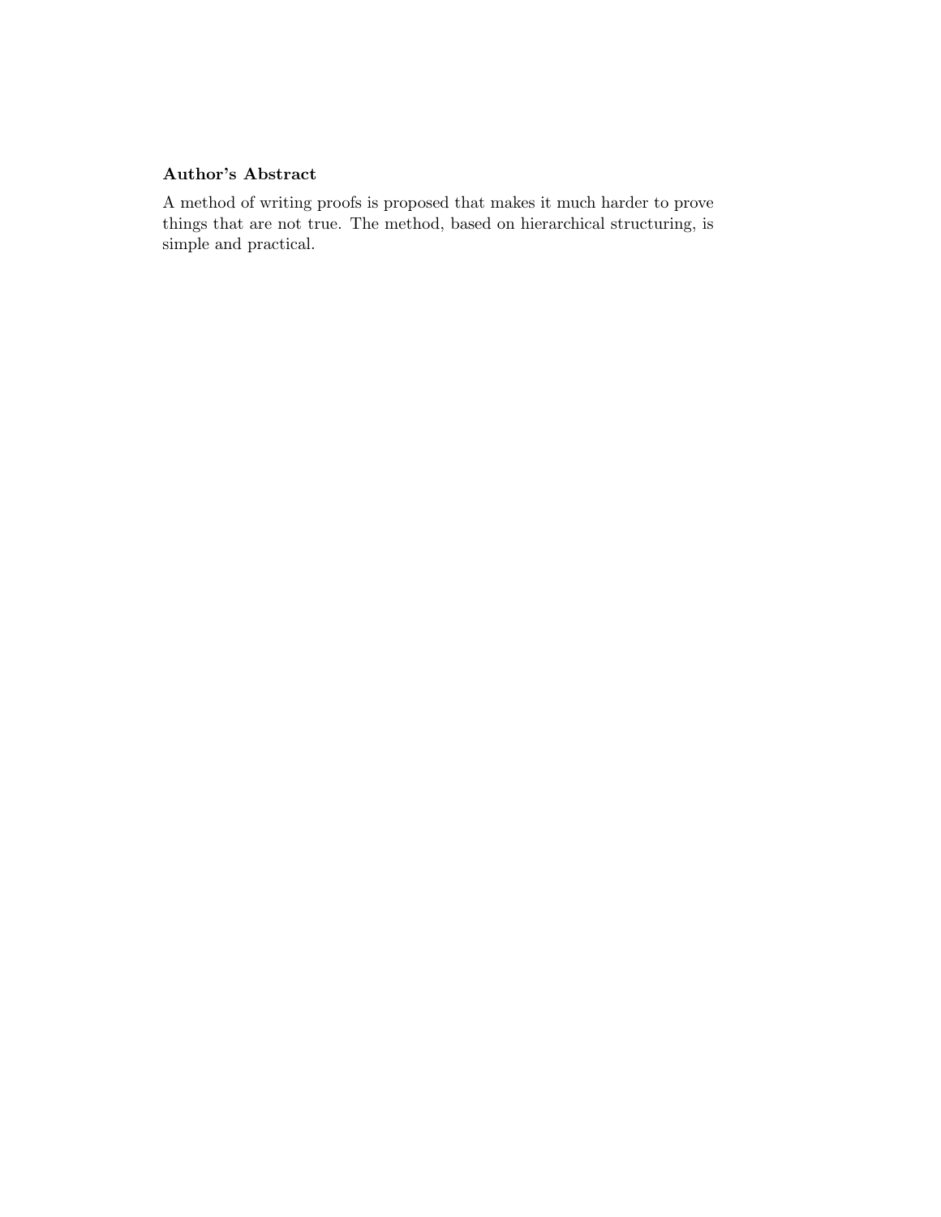### Author's Abstract

A method of writing proofs is proposed that makes it much harder to prove things that are not true. The method, based on hierarchical structuring, is simple and practical.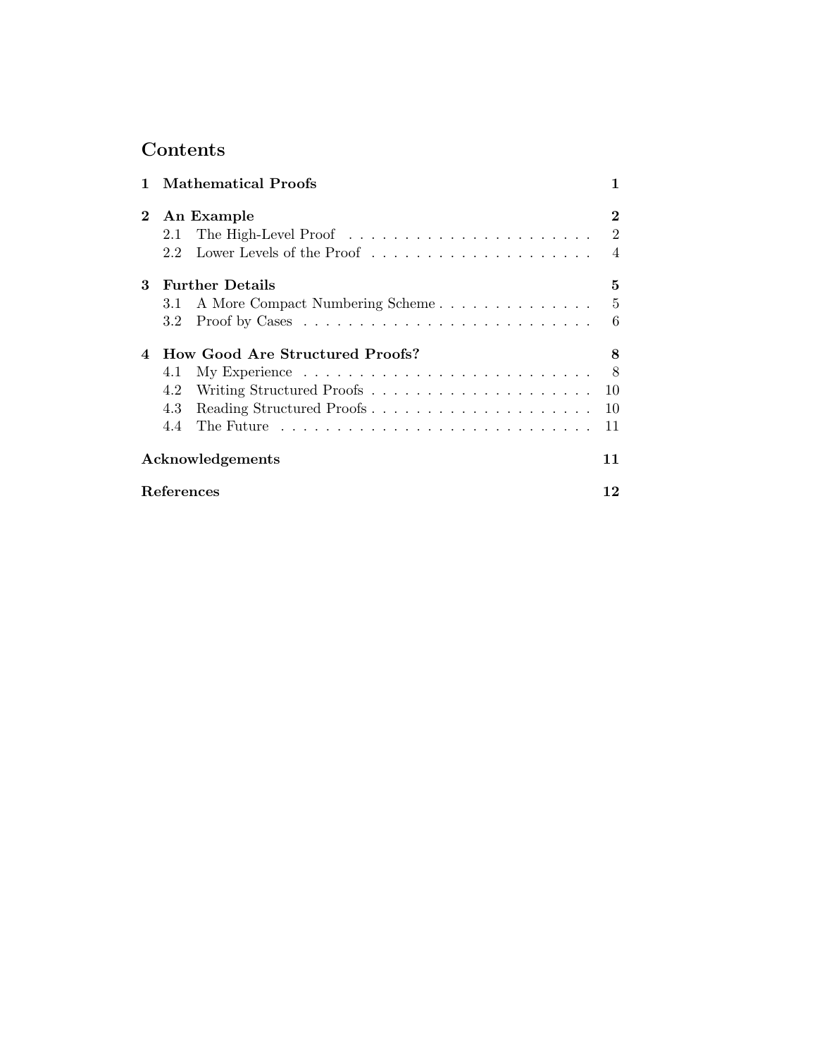# Contents

**1 Mathematical Proofs** **1**

**2 An Example** **2**
- 2.1 The High-Level Proof . . . . . . . . . . . . . . . . . . . . . . 2
- 2.2 Lower Levels of the Proof . . . . . . . . . . . . . . . . . . . . . 4

**3 Further Details** **5**
- 3.1 A More Compact Numbering Scheme . . . . . . . . . . . . . . . 5
- 3.2 Proof by Cases . . . . . . . . . . . . . . . . . . . . . . . . . . 6

**4 How Good Are Structured Proofs?** **8**
- 4.1 My Experience . . . . . . . . . . . . . . . . . . . . . . . . . . 8
- 4.2 Writing Structured Proofs . . . . . . . . . . . . . . . . . . . . 10
- 4.3 Reading Structured Proofs . . . . . . . . . . . . . . . . . . . . 10
- 4.4 The Future . . . . . . . . . . . . . . . . . . . . . . . . . . . . 11

**Acknowledgements** **11**

**References** **12**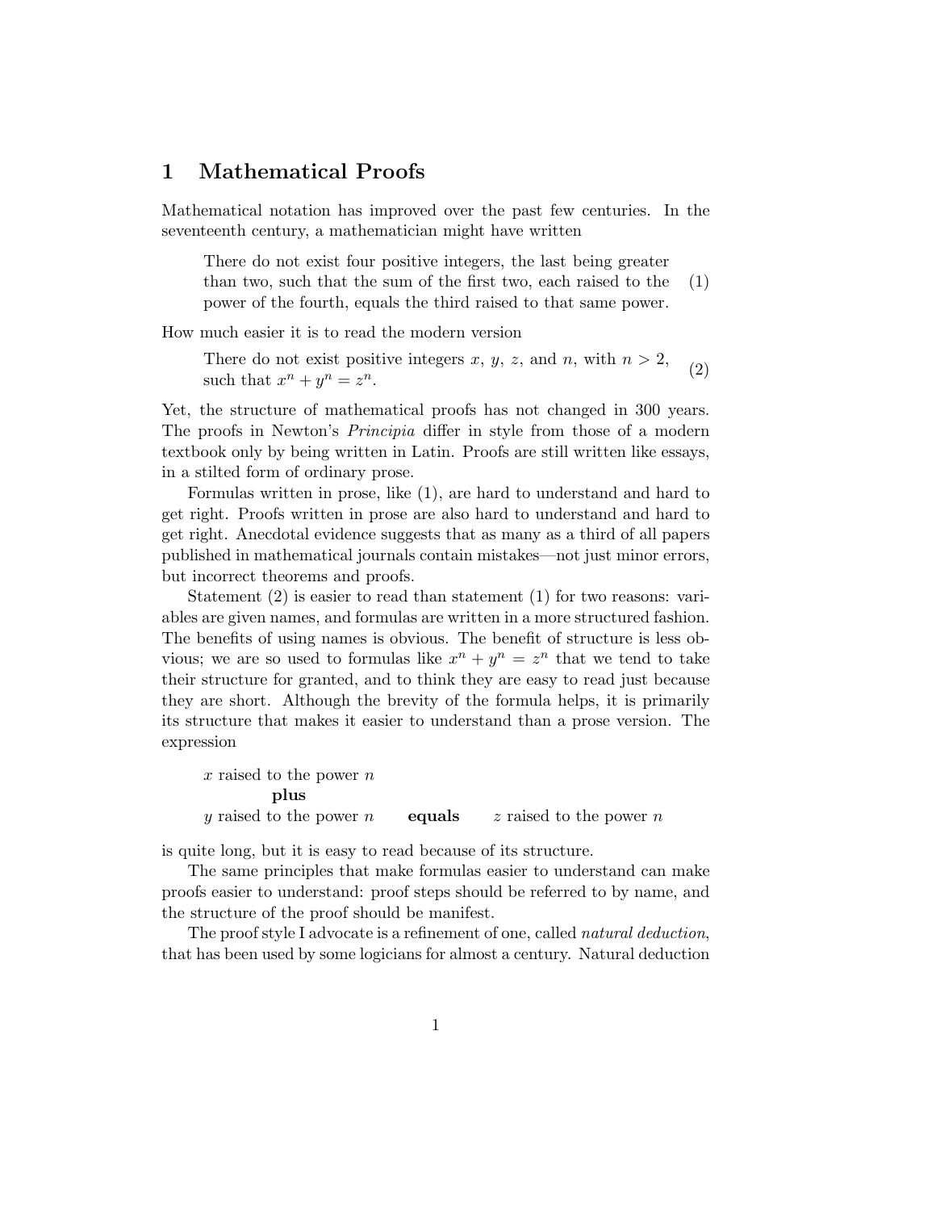# 1 Mathematical Proofs

Mathematical notation has improved over the past few centuries. In the seventeenth century, a mathematician might have written

> There do not exist four positive integers, the last being greater than two, such that the sum of the first two, each raised to the power of the fourth, equals the third raised to that same power. (1)

How much easier it is to read the modern version

> There do not exist positive integers $x$, $y$, $z$, and $n$, with $n > 2$, such that $x^n + y^n = z^n$. (2)

Yet, the structure of mathematical proofs has not changed in 300 years. The proofs in Newton's *Principia* differ in style from those of a modern textbook only by being written in Latin. Proofs are still written like essays, in a stilted form of ordinary prose.

Formulas written in prose, like (1), are hard to understand and hard to get right. Proofs written in prose are also hard to understand and hard to get right. Anecdotal evidence suggests that as many as a third of all papers published in mathematical journals contain mistakes—not just minor errors, but incorrect theorems and proofs.

Statement (2) is easier to read than statement (1) for two reasons: variables are given names, and formulas are written in a more structured fashion. The benefits of using names is obvious. The benefit of structure is less obvious; we are so used to formulas like $x^n + y^n = z^n$ that we tend to take their structure for granted, and to think they are easy to read just because they are short. Although the brevity of the formula helps, it is primarily its structure that makes it easier to understand than a prose version. The expression

> $x$ raised to the power $n$
> **plus**
> $y$ raised to the power $n$ **equals** $z$ raised to the power $n$

is quite long, but it is easy to read because of its structure.

The same principles that make formulas easier to understand can make proofs easier to understand: proof steps should be referred to by name, and the structure of the proof should be manifest.

The proof style I advocate is a refinement of one, called *natural deduction*, that has been used by some logicians for almost a century. Natural deduction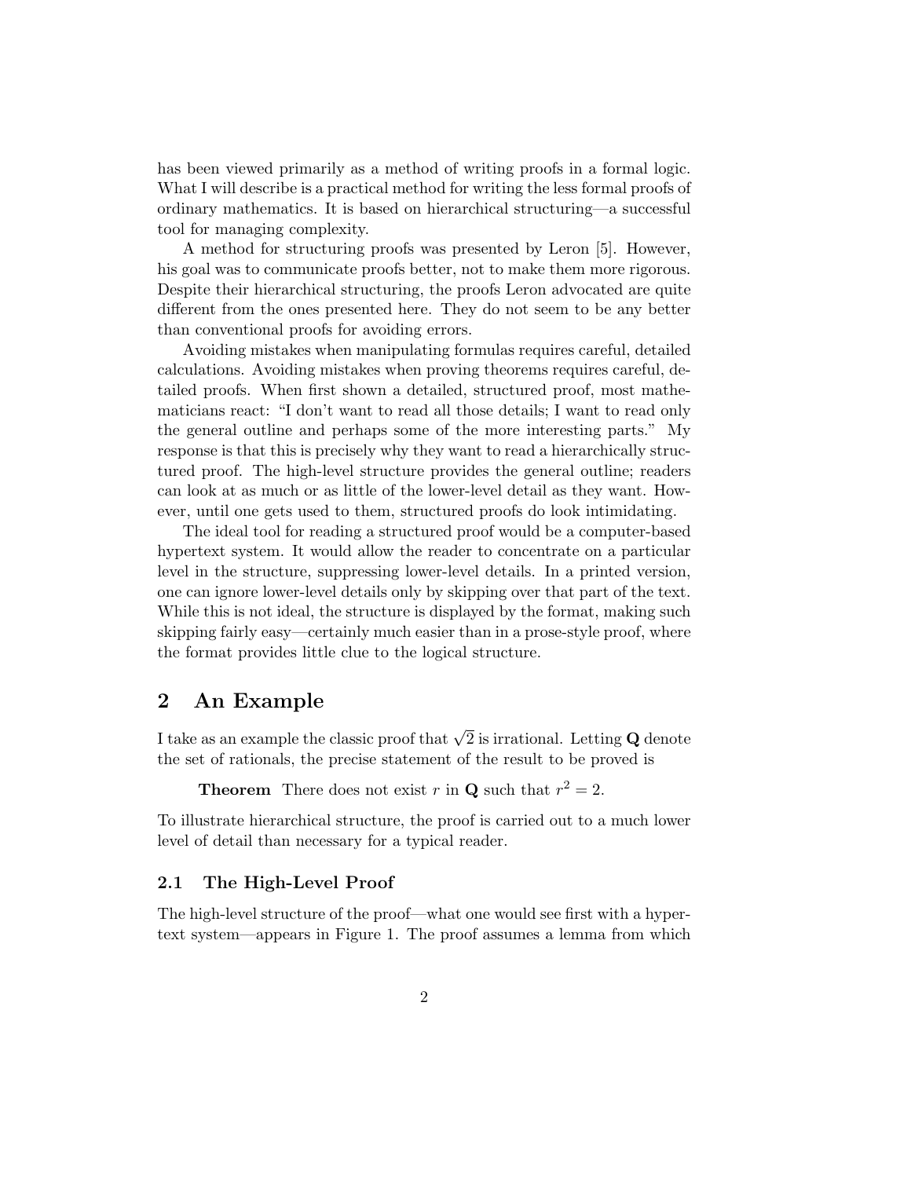has been viewed primarily as a method of writing proofs in a formal logic. What I will describe is a practical method for writing the less formal proofs of ordinary mathematics. It is based on hierarchical structuring—a successful tool for managing complexity.

A method for structuring proofs was presented by Leron [5]. However, his goal was to communicate proofs better, not to make them more rigorous. Despite their hierarchical structuring, the proofs Leron advocated are quite different from the ones presented here. They do not seem to be any better than conventional proofs for avoiding errors.

Avoiding mistakes when manipulating formulas requires careful, detailed calculations. Avoiding mistakes when proving theorems requires careful, detailed proofs. When first shown a detailed, structured proof, most mathematicians react: "I don't want to read all those details; I want to read only the general outline and perhaps some of the more interesting parts." My response is that this is precisely why they want to read a hierarchically structured proof. The high-level structure provides the general outline; readers can look at as much or as little of the lower-level detail as they want. However, until one gets used to them, structured proofs do look intimidating.

The ideal tool for reading a structured proof would be a computer-based hypertext system. It would allow the reader to concentrate on a particular level in the structure, suppressing lower-level details. In a printed version, one can ignore lower-level details only by skipping over that part of the text. While this is not ideal, the structure is displayed by the format, making such skipping fairly easy—certainly much easier than in a prose-style proof, where the format provides little clue to the logical structure.

## 2 An Example

I take as an example the classic proof that $\sqrt{2}$ is irrational. Letting $\mathbf{Q}$ denote the set of rationals, the precise statement of the result to be proved is

> **Theorem** There does not exist $r$ in $\mathbf{Q}$ such that $r^2 = 2$.

To illustrate hierarchical structure, the proof is carried out to a much lower level of detail than necessary for a typical reader.

### 2.1 The High-Level Proof

The high-level structure of the proof—what one would see first with a hypertext system—appears in Figure 1. The proof assumes a lemma from which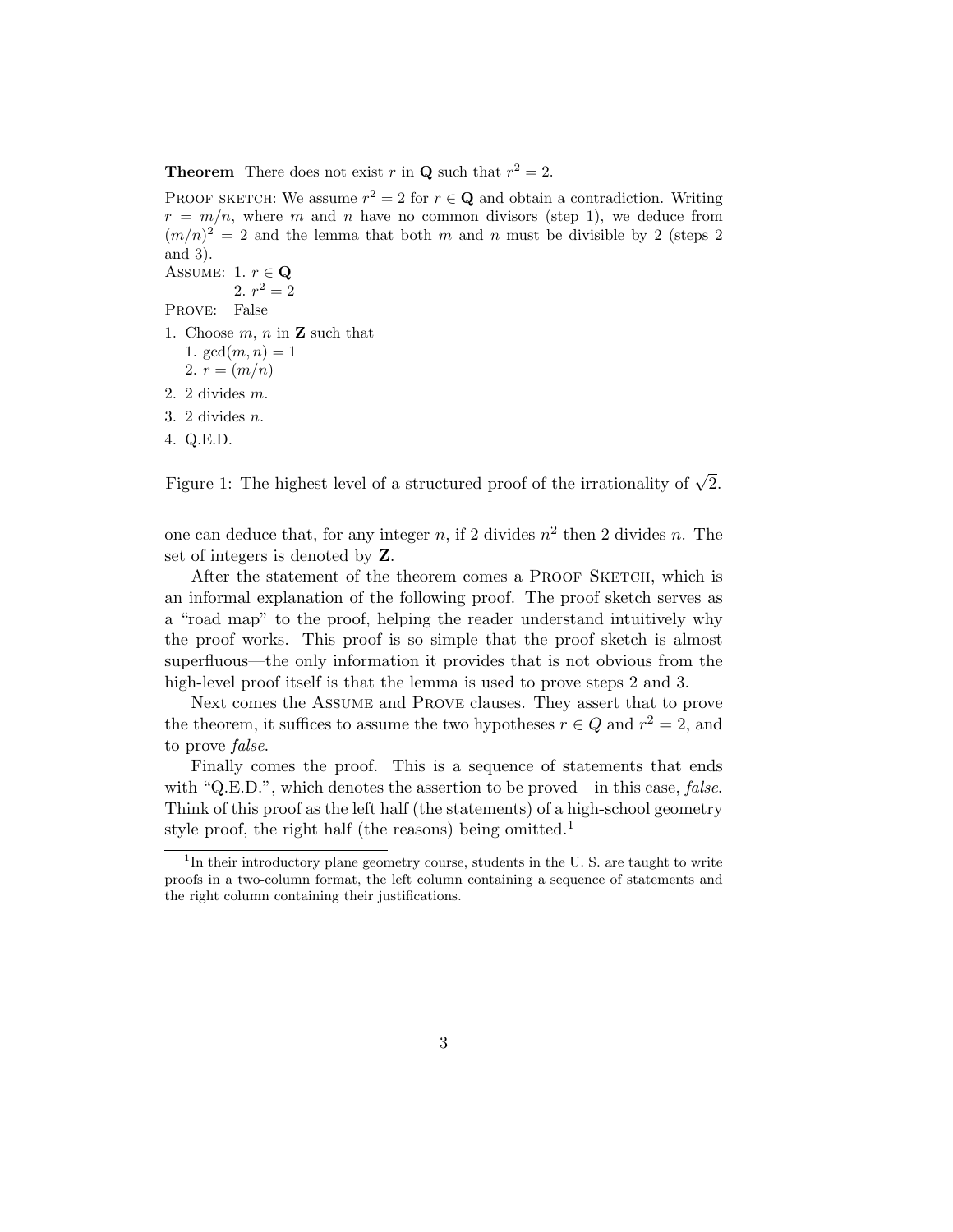**Theorem** There does not exist $r$ in $\mathbf{Q}$ such that $r^2 = 2$.

PROOF SKETCH: We assume $r^2 = 2$ for $r \in \mathbf{Q}$ and obtain a contradiction. Writing $r = m/n$, where $m$ and $n$ have no common divisors (step 1), we deduce from $(m/n)^2 = 2$ and the lemma that both $m$ and $n$ must be divisible by 2 (steps 2 and 3).

ASSUME: 1. $r \in \mathbf{Q}$
  2. $r^2 = 2$

PROVE: False

1. Choose $m$, $n$ in $\mathbf{Z}$ such that
   1. $\gcd(m, n) = 1$
   2. $r = (m/n)$
2. 2 divides $m$.
3. 2 divides $n$.
4. Q.E.D.

Figure 1: The highest level of a structured proof of the irrationality of $\sqrt{2}$.

one can deduce that, for any integer $n$, if 2 divides $n^2$ then 2 divides $n$. The set of integers is denoted by $\mathbf{Z}$.

After the statement of the theorem comes a PROOF SKETCH, which is an informal explanation of the following proof. The proof sketch serves as a "road map" to the proof, helping the reader understand intuitively why the proof works. This proof is so simple that the proof sketch is almost superfluous—the only information it provides that is not obvious from the high-level proof itself is that the lemma is used to prove steps 2 and 3.

Next comes the ASSUME and PROVE clauses. They assert that to prove the theorem, it suffices to assume the two hypotheses $r \in Q$ and $r^2 = 2$, and to prove *false*.

Finally comes the proof. This is a sequence of statements that ends with "Q.E.D.", which denotes the assertion to be proved—in this case, *false*. Think of this proof as the left half (the statements) of a high-school geometry style proof, the right half (the reasons) being omitted.[1]

[1] In their introductory plane geometry course, students in the U. S. are taught to write proofs in a two-column format, the left column containing a sequence of statements and the right column containing their justifications.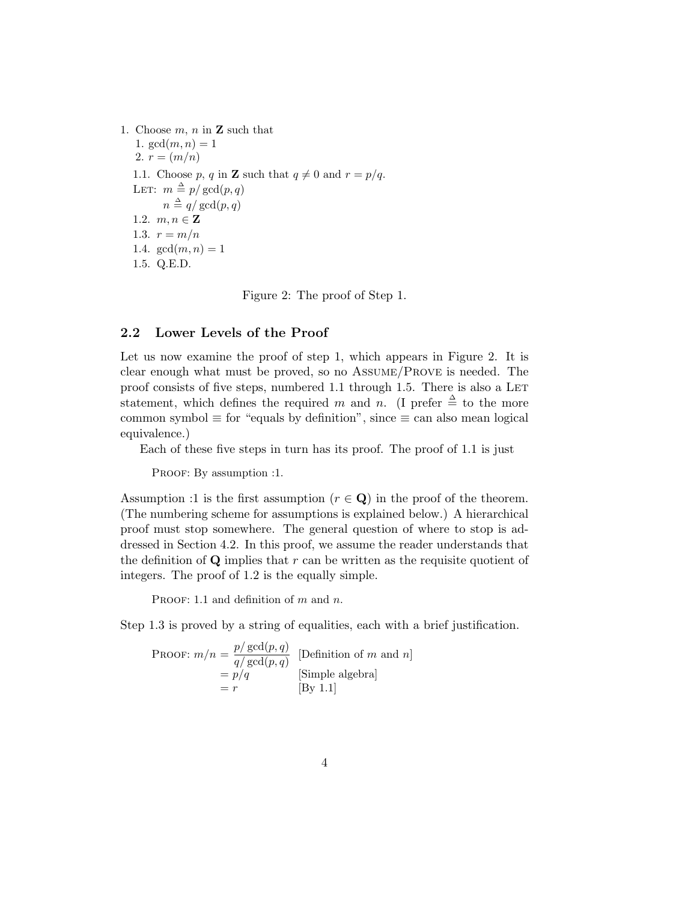1. Choose $m$, $n$ in $\mathbf{Z}$ such that
   1. $\gcd(m, n) = 1$
   2. $r = (m/n)$

   1.1. Choose $p$, $q$ in $\mathbf{Z}$ such that $q \neq 0$ and $r = p/q$.

   LET: $m \triangleq p/\gcd(p, q)$
   
   $\quad\quad n \triangleq q/\gcd(p, q)$

   1.2. $m, n \in \mathbf{Z}$

   1.3. $r = m/n$

   1.4. $\gcd(m, n) = 1$

   1.5. Q.E.D.

Figure 2: The proof of Step 1.

## 2.2 Lower Levels of the Proof

Let us now examine the proof of step 1, which appears in Figure 2. It is clear enough what must be proved, so no ASSUME/PROVE is needed. The proof consists of five steps, numbered 1.1 through 1.5. There is also a LET statement, which defines the required $m$ and $n$. (I prefer $\triangleq$ to the more common symbol $\equiv$ for "equals by definition", since $\equiv$ can also mean logical equivalence.)

Each of these five steps in turn has its proof. The proof of 1.1 is just

> PROOF: By assumption :1.

Assumption :1 is the first assumption ($r \in \mathbf{Q}$) in the proof of the theorem. (The numbering scheme for assumptions is explained below.) A hierarchical proof must stop somewhere. The general question of where to stop is addressed in Section 4.2. In this proof, we assume the reader understands that the definition of $\mathbf{Q}$ implies that $r$ can be written as the requisite quotient of integers. The proof of 1.2 is the equally simple.

> PROOF: 1.1 and definition of $m$ and $n$.

Step 1.3 is proved by a string of equalities, each with a brief justification.

> PROOF:
> $$\begin{aligned} m/n &= \frac{p/\gcd(p,q)}{q/\gcd(p,q)} && \text{[Definition of } m \text{ and } n\text{]} \\ &= p/q && \text{[Simple algebra]} \\ &= r && \text{[By 1.1]} \end{aligned}$$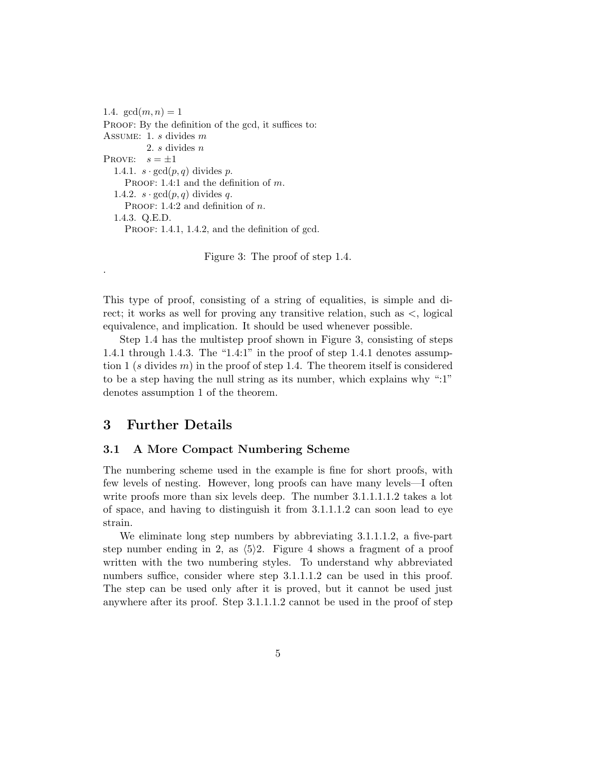1.4. $\gcd(m, n) = 1$
PROOF: By the definition of the gcd, it suffices to:
ASSUME: 1. $s$ divides $m$
 2. $s$ divides $n$
PROVE: $s = \pm 1$
 1.4.1. $s \cdot \gcd(p, q)$ divides $p$.
  PROOF: 1.4:1 and the definition of $m$.
 1.4.2. $s \cdot \gcd(p, q)$ divides $q$.
  PROOF: 1.4:2 and definition of $n$.
 1.4.3. Q.E.D.
  PROOF: 1.4.1, 1.4.2, and the definition of gcd.

Figure 3: The proof of step 1.4.

This type of proof, consisting of a string of equalities, is simple and direct; it works as well for proving any transitive relation, such as $<$, logical equivalence, and implication. It should be used whenever possible.

Step 1.4 has the multistep proof shown in Figure 3, consisting of steps 1.4.1 through 1.4.3. The "1.4:1" in the proof of step 1.4.1 denotes assumption 1 ($s$ divides $m$) in the proof of step 1.4. The theorem itself is considered to be a step having the null string as its number, which explains why ":1" denotes assumption 1 of the theorem.

# 3 Further Details

## 3.1 A More Compact Numbering Scheme

The numbering scheme used in the example is fine for short proofs, with few levels of nesting. However, long proofs can have many levels—I often write proofs more than six levels deep. The number 3.1.1.1.1.2 takes a lot of space, and having to distinguish it from 3.1.1.1.2 can soon lead to eye strain.

We eliminate long step numbers by abbreviating 3.1.1.1.2, a five-part step number ending in 2, as $\langle 5 \rangle 2$. Figure 4 shows a fragment of a proof written with the two numbering styles. To understand why abbreviated numbers suffice, consider where step 3.1.1.1.2 can be used in this proof. The step can be used only after it is proved, but it cannot be used just anywhere after its proof. Step 3.1.1.1.2 cannot be used in the proof of step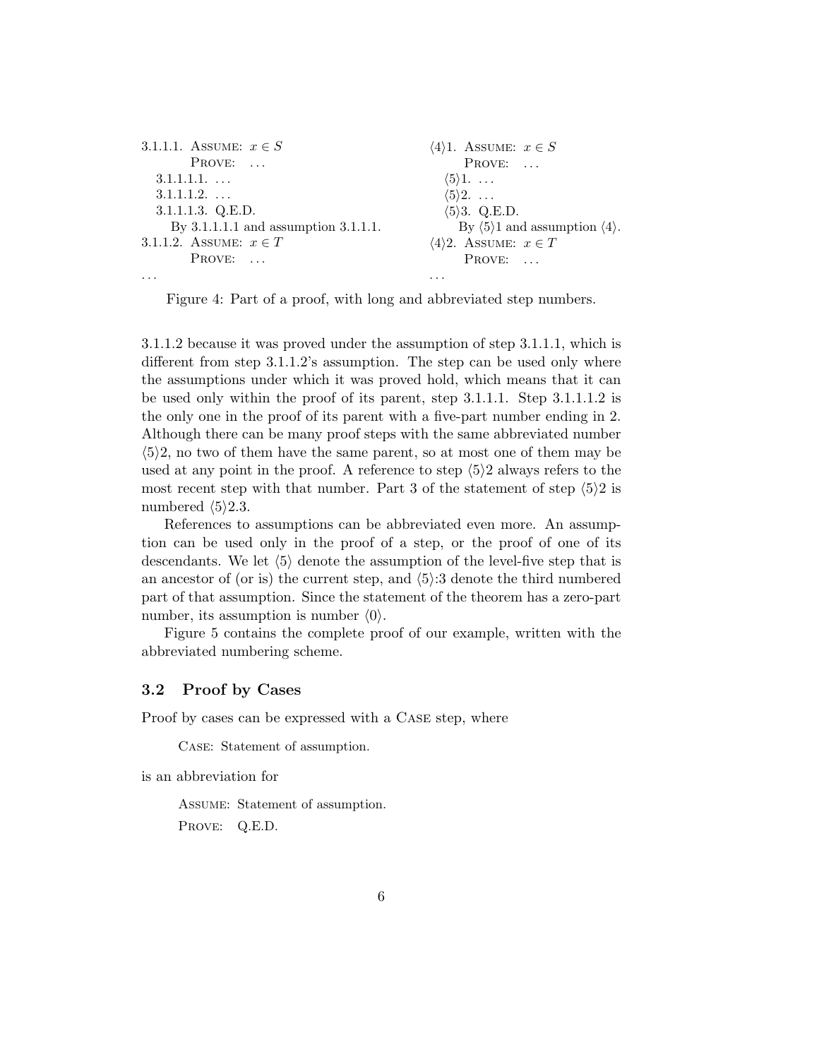| Long step numbers | Abbreviated step numbers |
|---|---|
| 3.1.1.1. ASSUME: $x \in S$ | $\langle 4 \rangle 1$. ASSUME: $x \in S$ |
| PROVE: ... | PROVE: ... |
| 3.1.1.1.1. ... | $\langle 5 \rangle 1$. ... |
| 3.1.1.1.2. ... | $\langle 5 \rangle 2$. ... |
| 3.1.1.1.3. Q.E.D. | $\langle 5 \rangle 3$. Q.E.D. |
| By 3.1.1.1.1 and assumption 3.1.1.1. | By $\langle 5 \rangle 1$ and assumption $\langle 4 \rangle$. |
| 3.1.1.2. ASSUME: $x \in T$ | $\langle 4 \rangle 2$. ASSUME: $x \in T$ |
| PROVE: ... | PROVE: ... |
| ... | ... |

Figure 4: Part of a proof, with long and abbreviated step numbers.

3.1.1.2 because it was proved under the assumption of step 3.1.1.1, which is different from step 3.1.1.2's assumption. The step can be used only where the assumptions under which it was proved hold, which means that it can be used only within the proof of its parent, step 3.1.1.1. Step 3.1.1.1.2 is the only one in the proof of its parent with a five-part number ending in 2. Although there can be many proof steps with the same abbreviated number $\langle 5 \rangle 2$, no two of them have the same parent, so at most one of them may be used at any point in the proof. A reference to step $\langle 5 \rangle 2$ always refers to the most recent step with that number. Part 3 of the statement of step $\langle 5 \rangle 2$ is numbered $\langle 5 \rangle 2.3$.

References to assumptions can be abbreviated even more. An assumption can be used only in the proof of a step, or the proof of one of its descendants. We let $\langle 5 \rangle$ denote the assumption of the level-five step that is an ancestor of (or is) the current step, and $\langle 5 \rangle$:3 denote the third numbered part of that assumption. Since the statement of the theorem has a zero-part number, its assumption is number $\langle 0 \rangle$.

Figure 5 contains the complete proof of our example, written with the abbreviated numbering scheme.

### 3.2 Proof by Cases

Proof by cases can be expressed with a CASE step, where

> CASE: Statement of assumption.

is an abbreviation for

> ASSUME: Statement of assumption.
>
> PROVE: Q.E.D.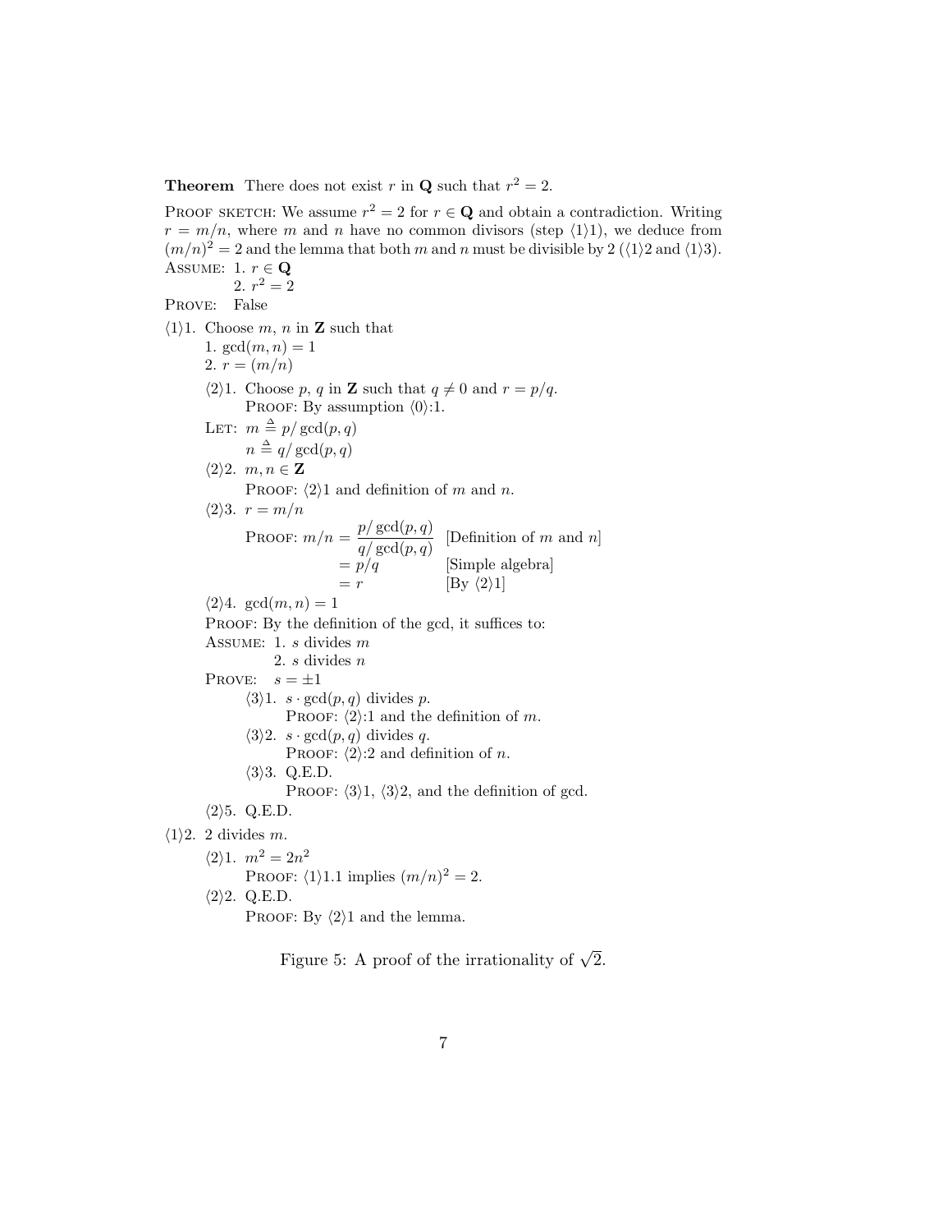**Theorem** There does not exist $r$ in $\mathbf{Q}$ such that $r^2 = 2$.

Proof sketch: We assume $r^2 = 2$ for $r \in \mathbf{Q}$ and obtain a contradiction. Writing $r = m/n$, where $m$ and $n$ have no common divisors (step $\langle 1 \rangle 1$), we deduce from $(m/n)^2 = 2$ and the lemma that both $m$ and $n$ must be divisible by 2 ($\langle 1 \rangle 2$ and $\langle 1 \rangle 3$).

Assume: 1. $r \in \mathbf{Q}$
         2. $r^2 = 2$

Prove: False

$\langle 1 \rangle 1$. Choose $m$, $n$ in $\mathbf{Z}$ such that
  1. $\gcd(m, n) = 1$
  2. $r = (m/n)$

  $\langle 2 \rangle 1$. Choose $p$, $q$ in $\mathbf{Z}$ such that $q \neq 0$ and $r = p/q$.
    Proof: By assumption $\langle 0 \rangle$:1.

  Let: $m \triangleq p / \gcd(p, q)$
       $n \triangleq q / \gcd(p, q)$

  $\langle 2 \rangle 2$. $m, n \in \mathbf{Z}$
    Proof: $\langle 2 \rangle 1$ and definition of $m$ and $n$.

  $\langle 2 \rangle 3$. $r = m/n$
    Proof:
$$
\begin{aligned}
m/n &= \frac{p/\gcd(p,q)}{q/\gcd(p,q)} && \text{[Definition of } m \text{ and } n\text{]} \\
&= p/q && \text{[Simple algebra]} \\
&= r && \text{[By } \langle 2 \rangle 1\text{]}
\end{aligned}
$$

  $\langle 2 \rangle 4$. $\gcd(m, n) = 1$
  Proof: By the definition of the gcd, it suffices to:
  Assume: 1. $s$ divides $m$
           2. $s$ divides $n$
  Prove: $s = \pm 1$

    $\langle 3 \rangle 1$. $s \cdot \gcd(p, q)$ divides $p$.
      Proof: $\langle 2 \rangle$:1 and the definition of $m$.

    $\langle 3 \rangle 2$. $s \cdot \gcd(p, q)$ divides $q$.
      Proof: $\langle 2 \rangle$:2 and definition of $n$.

    $\langle 3 \rangle 3$. Q.E.D.
      Proof: $\langle 3 \rangle 1$, $\langle 3 \rangle 2$, and the definition of gcd.

  $\langle 2 \rangle 5$. Q.E.D.

$\langle 1 \rangle 2$. 2 divides $m$.

  $\langle 2 \rangle 1$. $m^2 = 2n^2$
    Proof: $\langle 1 \rangle 1.1$ implies $(m/n)^2 = 2$.

  $\langle 2 \rangle 2$. Q.E.D.
    Proof: By $\langle 2 \rangle 1$ and the lemma.

Figure 5: A proof of the irrationality of $\sqrt{2}$.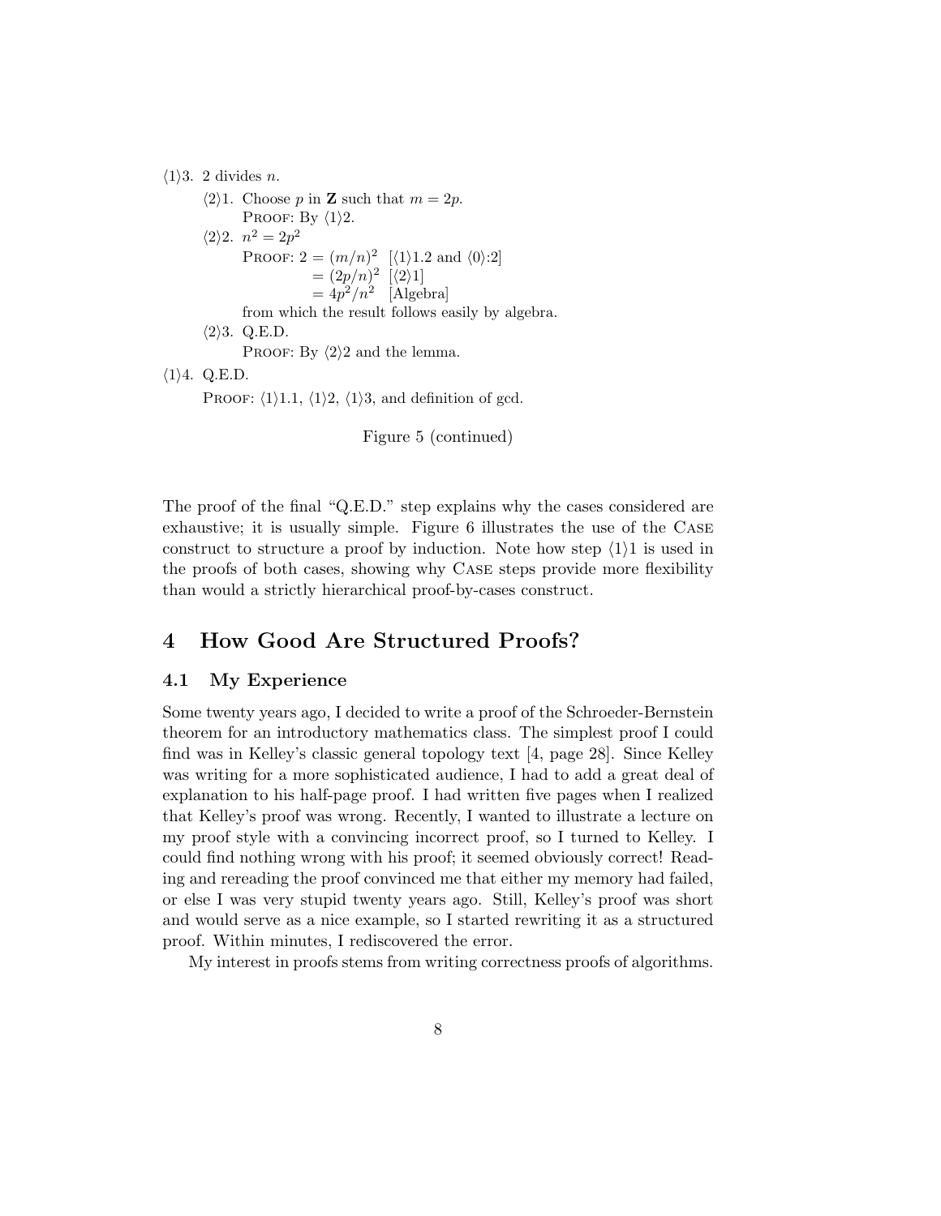⟨1⟩3. 2 divides $n$.

  ⟨2⟩1. Choose $p$ in **Z** such that $m = 2p$.
    PROOF: By ⟨1⟩2.

  ⟨2⟩2. $n^2 = 2p^2$
    PROOF: $2 = (m/n)^2$ [⟨1⟩1.2 and ⟨0⟩:2]
      $= (2p/n)^2$ [⟨2⟩1]
      $= 4p^2/n^2$ [Algebra]
    from which the result follows easily by algebra.

  ⟨2⟩3. Q.E.D.
    PROOF: By ⟨2⟩2 and the lemma.

⟨1⟩4. Q.E.D.
  PROOF: ⟨1⟩1.1, ⟨1⟩2, ⟨1⟩3, and definition of gcd.

Figure 5 (continued)

The proof of the final "Q.E.D." step explains why the cases considered are exhaustive; it is usually simple. Figure 6 illustrates the use of the CASE construct to structure a proof by induction. Note how step ⟨1⟩1 is used in the proofs of both cases, showing why CASE steps provide more flexibility than would a strictly hierarchical proof-by-cases construct.

## 4 How Good Are Structured Proofs?

### 4.1 My Experience

Some twenty years ago, I decided to write a proof of the Schroeder-Bernstein theorem for an introductory mathematics class. The simplest proof I could find was in Kelley's classic general topology text [4, page 28]. Since Kelley was writing for a more sophisticated audience, I had to add a great deal of explanation to his half-page proof. I had written five pages when I realized that Kelley's proof was wrong. Recently, I wanted to illustrate a lecture on my proof style with a convincing incorrect proof, so I turned to Kelley. I could find nothing wrong with his proof; it seemed obviously correct! Reading and rereading the proof convinced me that either my memory had failed, or else I was very stupid twenty years ago. Still, Kelley's proof was short and would serve as a nice example, so I started rewriting it as a structured proof. Within minutes, I rediscovered the error.

My interest in proofs stems from writing correctness proofs of algorithms.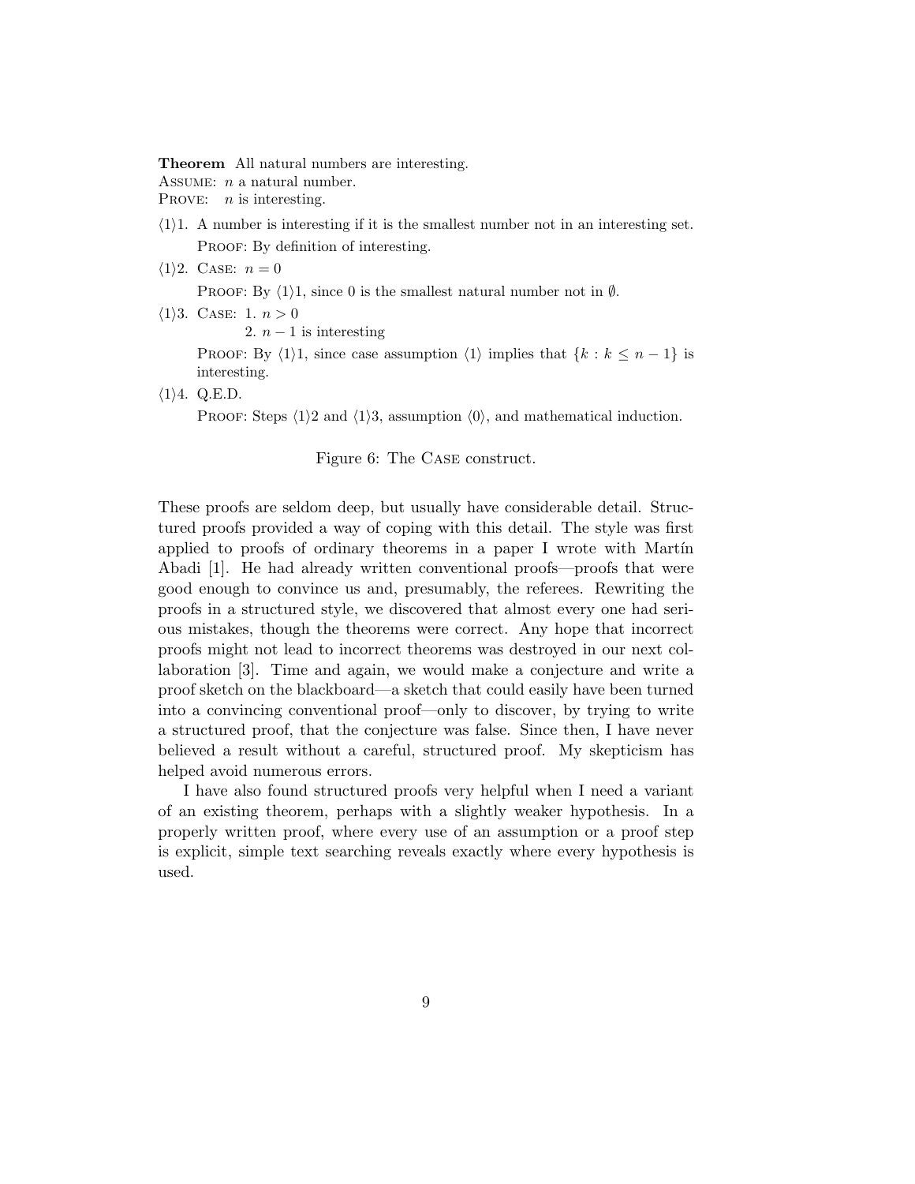**Theorem** All natural numbers are interesting.
ASSUME: $n$ a natural number.
PROVE: $n$ is interesting.

$\langle 1 \rangle 1$. A number is interesting if it is the smallest number not in an interesting set.
  PROOF: By definition of interesting.

$\langle 1 \rangle 2$. CASE: $n = 0$
  PROOF: By $\langle 1 \rangle 1$, since 0 is the smallest natural number not in $\emptyset$.

$\langle 1 \rangle 3$. CASE: 1. $n > 0$
        2. $n - 1$ is interesting
  PROOF: By $\langle 1 \rangle 1$, since case assumption $\langle 1 \rangle$ implies that $\{k : k \leq n - 1\}$ is interesting.

$\langle 1 \rangle 4$. Q.E.D.
  PROOF: Steps $\langle 1 \rangle 2$ and $\langle 1 \rangle 3$, assumption $\langle 0 \rangle$, and mathematical induction.

Figure 6: The CASE construct.

These proofs are seldom deep, but usually have considerable detail. Structured proofs provided a way of coping with this detail. The style was first applied to proofs of ordinary theorems in a paper I wrote with Martín Abadi [1]. He had already written conventional proofs—proofs that were good enough to convince us and, presumably, the referees. Rewriting the proofs in a structured style, we discovered that almost every one had serious mistakes, though the theorems were correct. Any hope that incorrect proofs might not lead to incorrect theorems was destroyed in our next collaboration [3]. Time and again, we would make a conjecture and write a proof sketch on the blackboard—a sketch that could easily have been turned into a convincing conventional proof—only to discover, by trying to write a structured proof, that the conjecture was false. Since then, I have never believed a result without a careful, structured proof. My skepticism has helped avoid numerous errors.

I have also found structured proofs very helpful when I need a variant of an existing theorem, perhaps with a slightly weaker hypothesis. In a properly written proof, where every use of an assumption or a proof step is explicit, simple text searching reveals exactly where every hypothesis is used.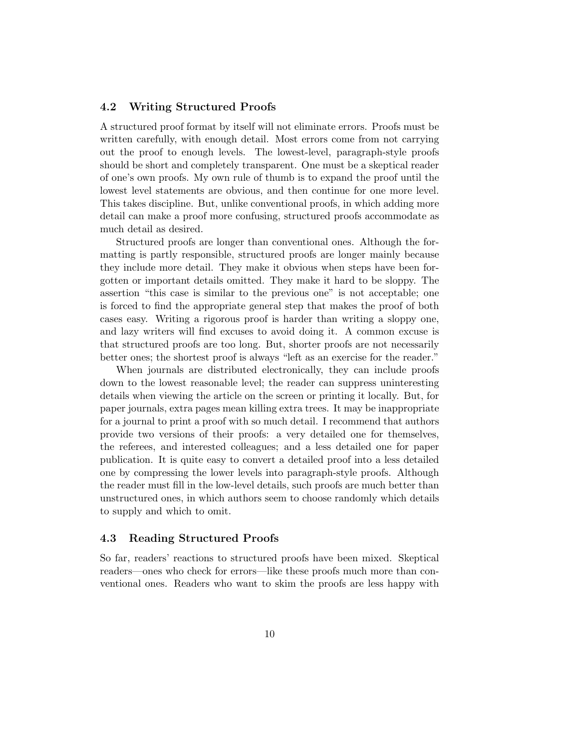### 4.2 Writing Structured Proofs

A structured proof format by itself will not eliminate errors. Proofs must be written carefully, with enough detail. Most errors come from not carrying out the proof to enough levels. The lowest-level, paragraph-style proofs should be short and completely transparent. One must be a skeptical reader of one's own proofs. My own rule of thumb is to expand the proof until the lowest level statements are obvious, and then continue for one more level. This takes discipline. But, unlike conventional proofs, in which adding more detail can make a proof more confusing, structured proofs accommodate as much detail as desired.

Structured proofs are longer than conventional ones. Although the formatting is partly responsible, structured proofs are longer mainly because they include more detail. They make it obvious when steps have been forgotten or important details omitted. They make it hard to be sloppy. The assertion "this case is similar to the previous one" is not acceptable; one is forced to find the appropriate general step that makes the proof of both cases easy. Writing a rigorous proof is harder than writing a sloppy one, and lazy writers will find excuses to avoid doing it. A common excuse is that structured proofs are too long. But, shorter proofs are not necessarily better ones; the shortest proof is always "left as an exercise for the reader."

When journals are distributed electronically, they can include proofs down to the lowest reasonable level; the reader can suppress uninteresting details when viewing the article on the screen or printing it locally. But, for paper journals, extra pages mean killing extra trees. It may be inappropriate for a journal to print a proof with so much detail. I recommend that authors provide two versions of their proofs: a very detailed one for themselves, the referees, and interested colleagues; and a less detailed one for paper publication. It is quite easy to convert a detailed proof into a less detailed one by compressing the lower levels into paragraph-style proofs. Although the reader must fill in the low-level details, such proofs are much better than unstructured ones, in which authors seem to choose randomly which details to supply and which to omit.

### 4.3 Reading Structured Proofs

So far, readers' reactions to structured proofs have been mixed. Skeptical readers—ones who check for errors—like these proofs much more than conventional ones. Readers who want to skim the proofs are less happy with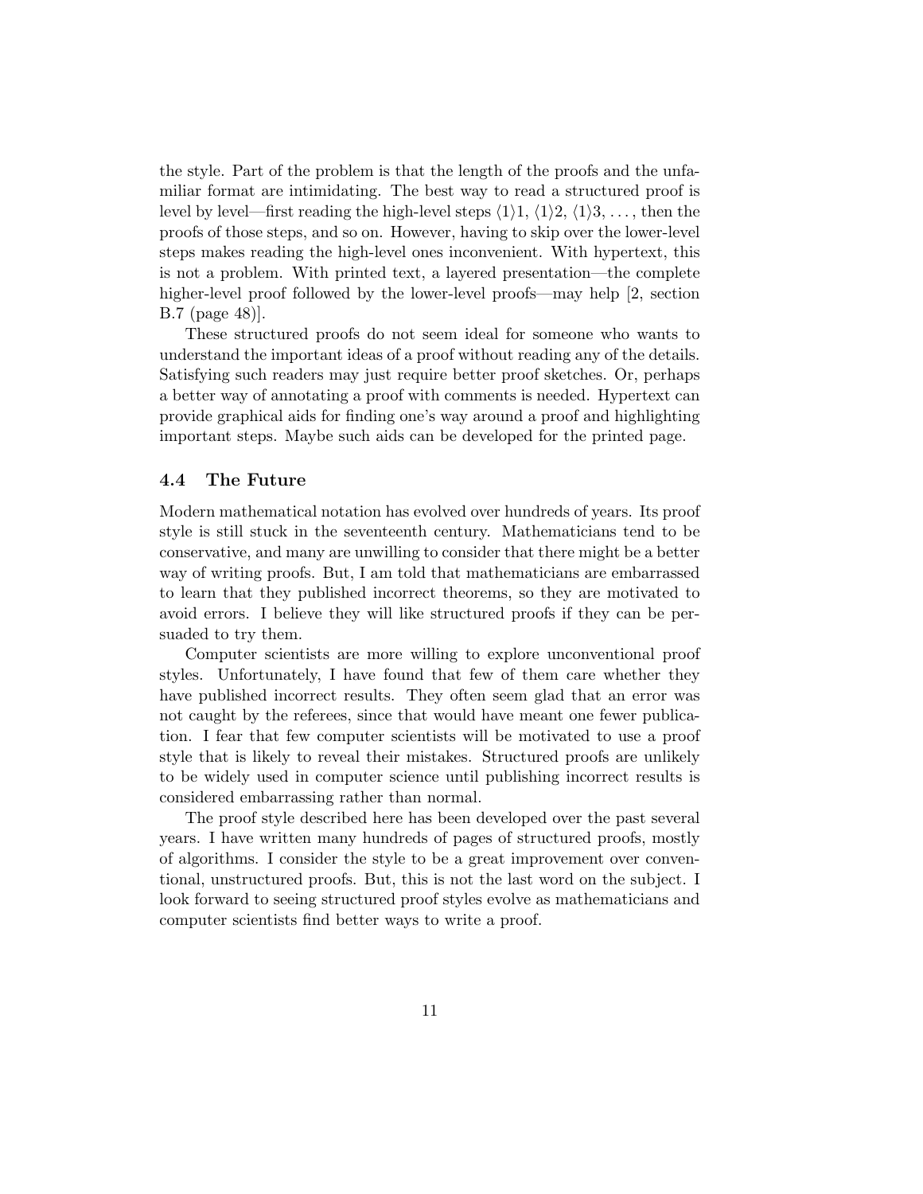the style. Part of the problem is that the length of the proofs and the unfamiliar format are intimidating. The best way to read a structured proof is level by level—first reading the high-level steps $\langle 1 \rangle 1$, $\langle 1 \rangle 2$, $\langle 1 \rangle 3$, ..., then the proofs of those steps, and so on. However, having to skip over the lower-level steps makes reading the high-level ones inconvenient. With hypertext, this is not a problem. With printed text, a layered presentation—the complete higher-level proof followed by the lower-level proofs—may help [2, section B.7 (page 48)].

These structured proofs do not seem ideal for someone who wants to understand the important ideas of a proof without reading any of the details. Satisfying such readers may just require better proof sketches. Or, perhaps a better way of annotating a proof with comments is needed. Hypertext can provide graphical aids for finding one's way around a proof and highlighting important steps. Maybe such aids can be developed for the printed page.

### 4.4 The Future

Modern mathematical notation has evolved over hundreds of years. Its proof style is still stuck in the seventeenth century. Mathematicians tend to be conservative, and many are unwilling to consider that there might be a better way of writing proofs. But, I am told that mathematicians are embarrassed to learn that they published incorrect theorems, so they are motivated to avoid errors. I believe they will like structured proofs if they can be persuaded to try them.

Computer scientists are more willing to explore unconventional proof styles. Unfortunately, I have found that few of them care whether they have published incorrect results. They often seem glad that an error was not caught by the referees, since that would have meant one fewer publication. I fear that few computer scientists will be motivated to use a proof style that is likely to reveal their mistakes. Structured proofs are unlikely to be widely used in computer science until publishing incorrect results is considered embarrassing rather than normal.

The proof style described here has been developed over the past several years. I have written many hundreds of pages of structured proofs, mostly of algorithms. I consider the style to be a great improvement over conventional, unstructured proofs. But, this is not the last word on the subject. I look forward to seeing structured proof styles evolve as mathematicians and computer scientists find better ways to write a proof.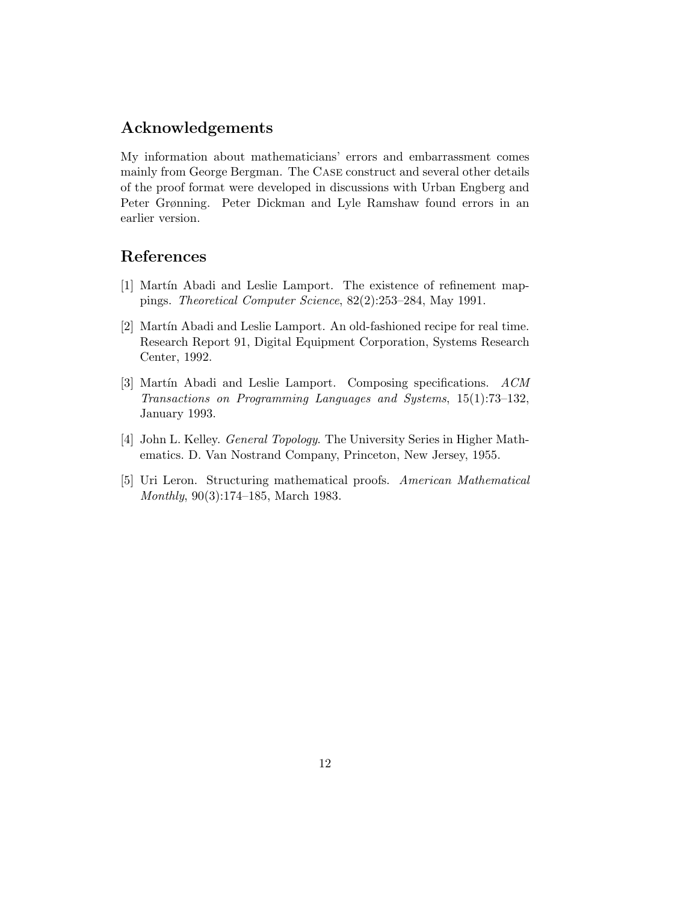## Acknowledgements

My information about mathematicians' errors and embarrassment comes mainly from George Bergman. The CASE construct and several other details of the proof format were developed in discussions with Urban Engberg and Peter Grønning. Peter Dickman and Lyle Ramshaw found errors in an earlier version.

## References

[1] Martín Abadi and Leslie Lamport. The existence of refinement mappings. *Theoretical Computer Science*, 82(2):253–284, May 1991.

[2] Martín Abadi and Leslie Lamport. An old-fashioned recipe for real time. Research Report 91, Digital Equipment Corporation, Systems Research Center, 1992.

[3] Martín Abadi and Leslie Lamport. Composing specifications. *ACM Transactions on Programming Languages and Systems*, 15(1):73–132, January 1993.

[4] John L. Kelley. *General Topology*. The University Series in Higher Mathematics. D. Van Nostrand Company, Princeton, New Jersey, 1955.

[5] Uri Leron. Structuring mathematical proofs. *American Mathematical Monthly*, 90(3):174–185, March 1983.